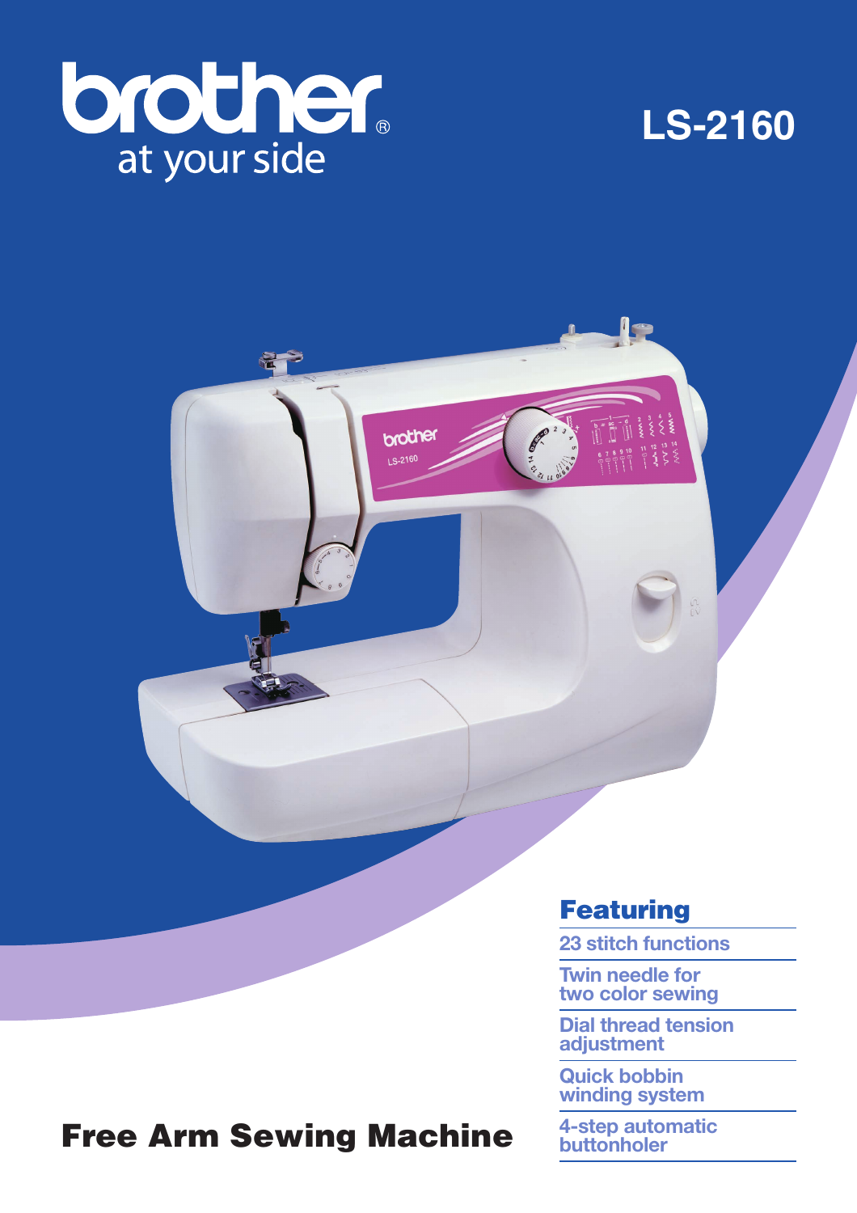brother
at your side

# LS-2160

## Featuring

- 23 stitch functions
- Twin needle for two color sewing
- Dial thread tension adjustment
- Quick bobbin winding system
- 4-step automatic buttonholer

# Free Arm Sewing Machine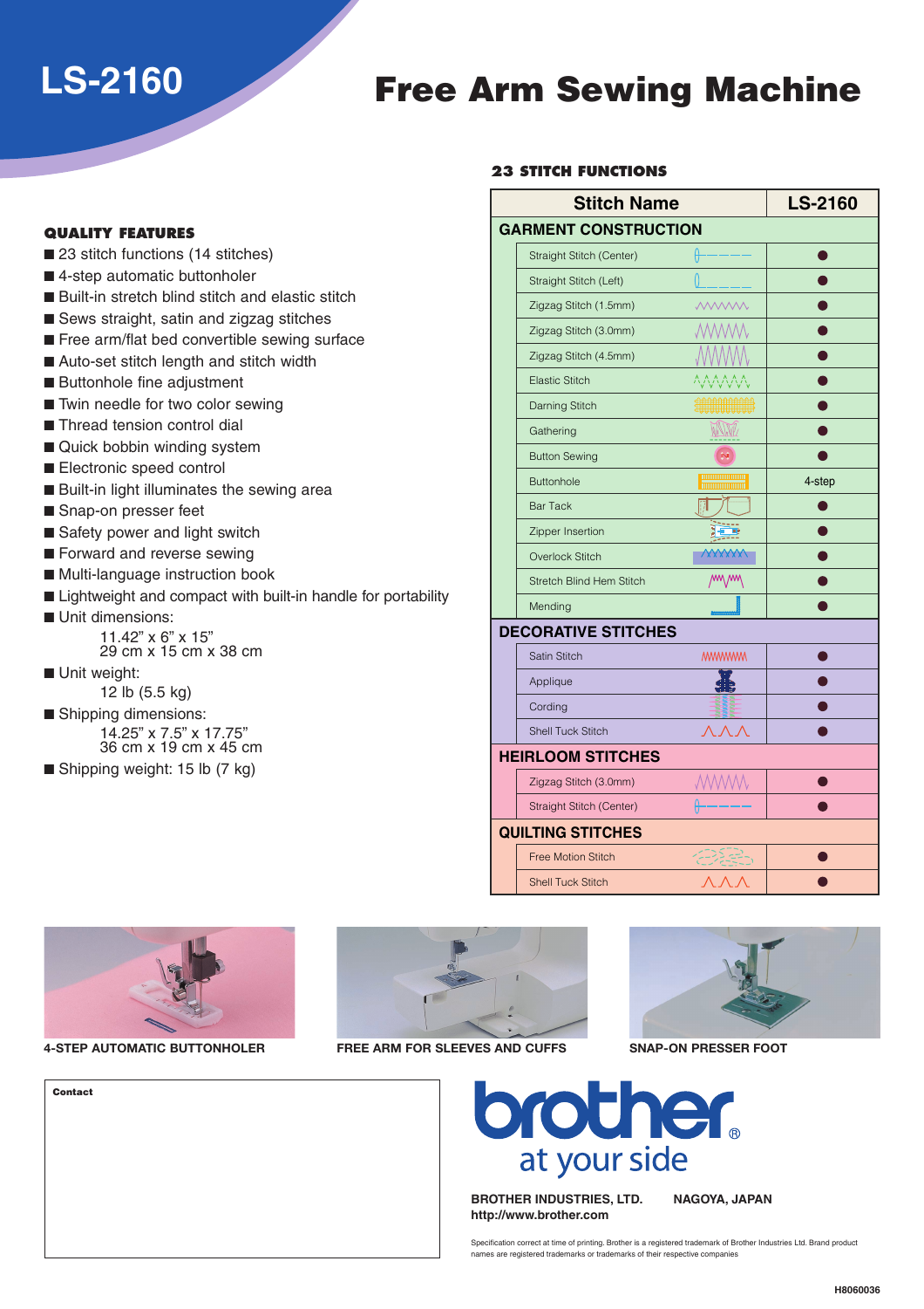# LS-2160

# Free Arm Sewing Machine

## QUALITY FEATURES

- 23 stitch functions (14 stitches)
- 4-step automatic buttonholer
- Built-in stretch blind stitch and elastic stitch
- Sews straight, satin and zigzag stitches
- Free arm/flat bed convertible sewing surface
- Auto-set stitch length and stitch width
- Buttonhole fine adjustment
- Twin needle for two color sewing
- Thread tension control dial
- Quick bobbin winding system
- Electronic speed control
- Built-in light illuminates the sewing area
- Snap-on presser feet
- Safety power and light switch
- Forward and reverse sewing
- Multi-language instruction book
- Lightweight and compact with built-in handle for portability
- Unit dimensions:
  11.42" x 6" x 15"
  29 cm x 15 cm x 38 cm
- Unit weight:
  12 lb (5.5 kg)
- Shipping dimensions:
  14.25" x 7.5" x 17.75"
  36 cm x 19 cm x 45 cm
- Shipping weight: 15 lb (7 kg)

## 23 STITCH FUNCTIONS

| Stitch Name | LS-2160 |
|---|---|
| **GARMENT CONSTRUCTION** | |
| Straight Stitch (Center) | ● |
| Straight Stitch (Left) | ● |
| Zigzag Stitch (1.5mm) | ● |
| Zigzag Stitch (3.0mm) | ● |
| Zigzag Stitch (4.5mm) | ● |
| Elastic Stitch | ● |
| Darning Stitch | ● |
| Gathering | ● |
| Button Sewing | ● |
| Buttonhole | 4-step |
| Bar Tack | ● |
| Zipper Insertion | ● |
| Overlock Stitch | ● |
| Stretch Blind Hem Stitch | ● |
| Mending | ● |
| **DECORATIVE STITCHES** | |
| Satin Stitch | ● |
| Applique | ● |
| Cording | ● |
| Shell Tuck Stitch | ● |
| **HEIRLOOM STITCHES** | |
| Zigzag Stitch (3.0mm) | ● |
| Straight Stitch (Center) | ● |
| **QUILTING STITCHES** | |
| Free Motion Stitch | ● |
| Shell Tuck Stitch | ● |

4-STEP AUTOMATIC BUTTONHOLER

FREE ARM FOR SLEEVES AND CUFFS

SNAP-ON PRESSER FOOT

**Contact**

brother
at your side

**BROTHER INDUSTRIES, LTD.** **NAGOYA, JAPAN**
**http://www.brother.com**

Specification correct at time of printing. Brother is a registered trademark of Brother Industries Ltd. Brand product names are registered trademarks or trademarks of their respective companies

H8060036